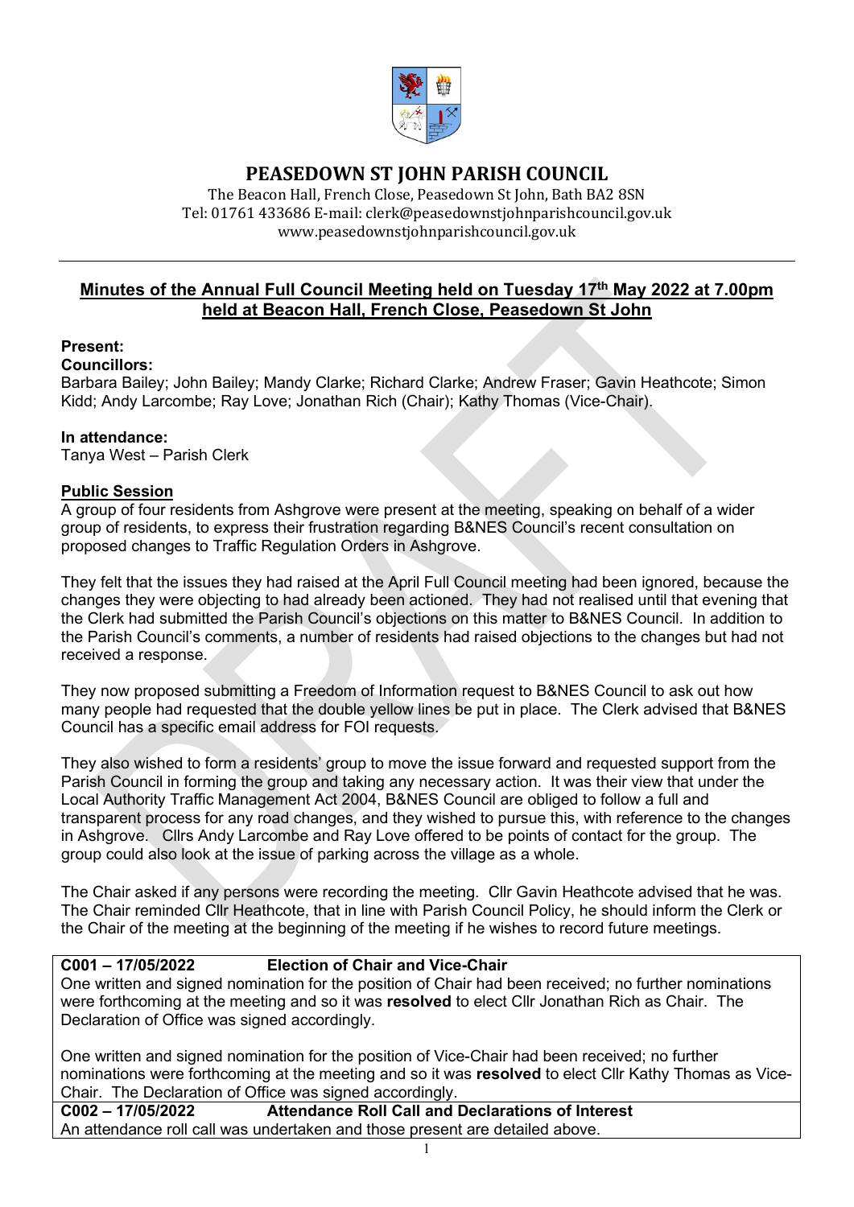# PEASEDOWN ST JOHN PARISH COUNCIL

The Beacon Hall, French Close, Peasedown St John, Bath BA2 8SN
Tel: 01761 433686 E-mail: clerk@peasedownstjohnparishcouncil.gov.uk
www.peasedownstjohnparishcouncil.gov.uk

## Minutes of the Annual Full Council Meeting held on Tuesday 17th May 2022 at 7.00pm held at Beacon Hall, French Close, Peasedown St John

**Present:**

**Councillors:**
Barbara Bailey; John Bailey; Mandy Clarke; Richard Clarke; Andrew Fraser; Gavin Heathcote; Simon Kidd; Andy Larcombe; Ray Love; Jonathan Rich (Chair); Kathy Thomas (Vice-Chair).

**In attendance:**
Tanya West – Parish Clerk

**Public Session**

A group of four residents from Ashgrove were present at the meeting, speaking on behalf of a wider group of residents, to express their frustration regarding B&NES Council's recent consultation on proposed changes to Traffic Regulation Orders in Ashgrove.

They felt that the issues they had raised at the April Full Council meeting had been ignored, because the changes they were objecting to had already been actioned. They had not realised until that evening that the Clerk had submitted the Parish Council's objections on this matter to B&NES Council. In addition to the Parish Council's comments, a number of residents had raised objections to the changes but had not received a response.

They now proposed submitting a Freedom of Information request to B&NES Council to ask out how many people had requested that the double yellow lines be put in place. The Clerk advised that B&NES Council has a specific email address for FOI requests.

They also wished to form a residents' group to move the issue forward and requested support from the Parish Council in forming the group and taking any necessary action. It was their view that under the Local Authority Traffic Management Act 2004, B&NES Council are obliged to follow a full and transparent process for any road changes, and they wished to pursue this, with reference to the changes in Ashgrove. Cllrs Andy Larcombe and Ray Love offered to be points of contact for the group. The group could also look at the issue of parking across the village as a whole.

The Chair asked if any persons were recording the meeting. Cllr Gavin Heathcote advised that he was. The Chair reminded Cllr Heathcote, that in line with Parish Council Policy, he should inform the Clerk or the Chair of the meeting at the beginning of the meeting if he wishes to record future meetings.

**C001 – 17/05/2022 Election of Chair and Vice-Chair**

One written and signed nomination for the position of Chair had been received; no further nominations were forthcoming at the meeting and so it was **resolved** to elect Cllr Jonathan Rich as Chair. The Declaration of Office was signed accordingly.

One written and signed nomination for the position of Vice-Chair had been received; no further nominations were forthcoming at the meeting and so it was **resolved** to elect Cllr Kathy Thomas as Vice-Chair. The Declaration of Office was signed accordingly.

**C002 – 17/05/2022 Attendance Roll Call and Declarations of Interest**

An attendance roll call was undertaken and those present are detailed above.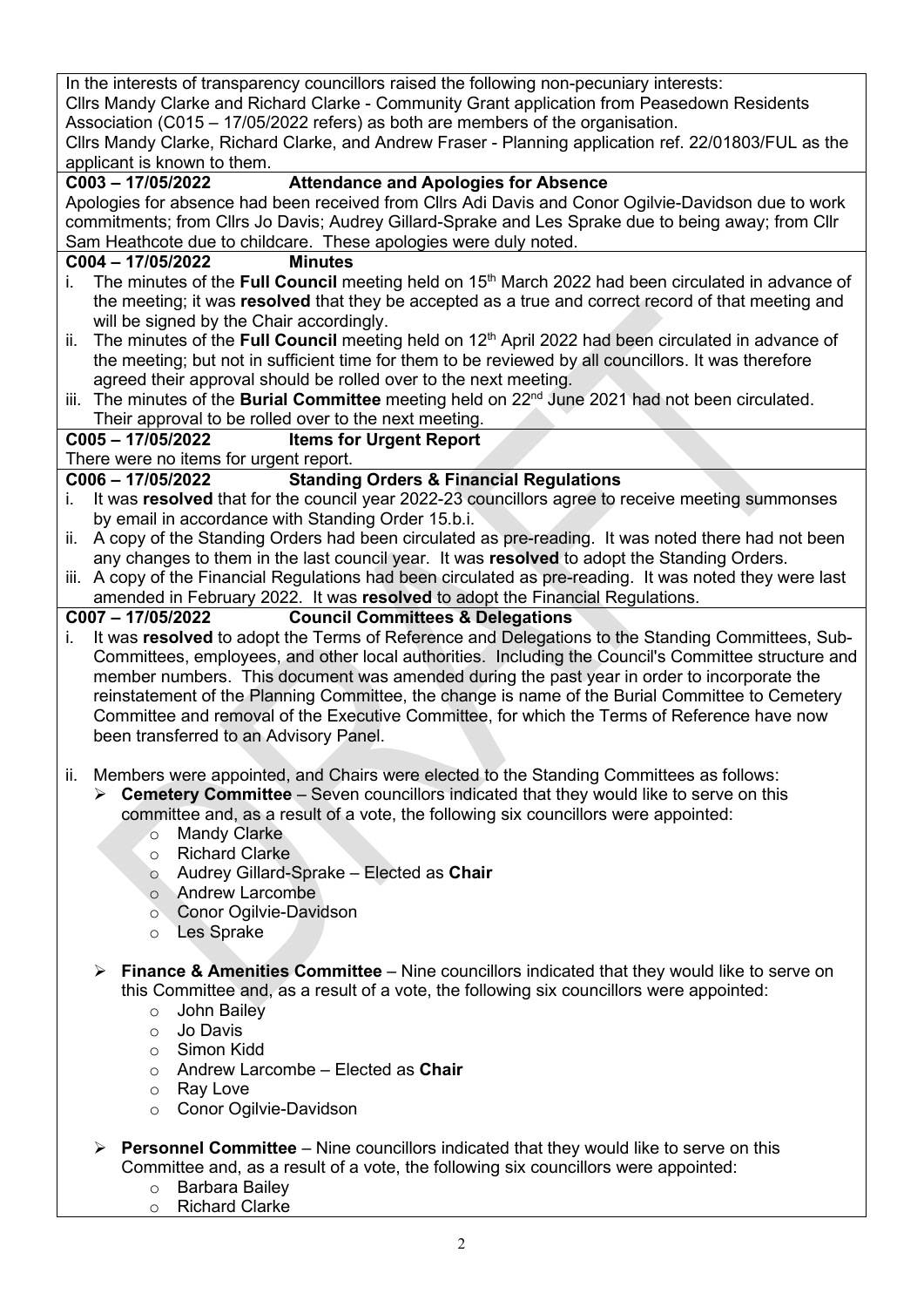In the interests of transparency councillors raised the following non-pecuniary interests:
Cllrs Mandy Clarke and Richard Clarke - Community Grant application from Peasedown Residents Association (C015 – 17/05/2022 refers) as both are members of the organisation.
Cllrs Mandy Clarke, Richard Clarke, and Andrew Fraser - Planning application ref. 22/01803/FUL as the applicant is known to them.

**C003 – 17/05/2022 Attendance and Apologies for Absence**

Apologies for absence had been received from Cllrs Adi Davis and Conor Ogilvie-Davidson due to work commitments; from Cllrs Jo Davis; Audrey Gillard-Sprake and Les Sprake due to being away; from Cllr Sam Heathcote due to childcare. These apologies were duly noted.

**C004 – 17/05/2022 Minutes**

i. The minutes of the **Full Council** meeting held on 15th March 2022 had been circulated in advance of the meeting; it was **resolved** that they be accepted as a true and correct record of that meeting and will be signed by the Chair accordingly.
ii. The minutes of the **Full Council** meeting held on 12th April 2022 had been circulated in advance of the meeting; but not in sufficient time for them to be reviewed by all councillors. It was therefore agreed their approval should be rolled over to the next meeting.
iii. The minutes of the **Burial Committee** meeting held on 22nd June 2021 had not been circulated. Their approval to be rolled over to the next meeting.

**C005 – 17/05/2022 Items for Urgent Report**

There were no items for urgent report.

**C006 – 17/05/2022 Standing Orders & Financial Regulations**

i. It was **resolved** that for the council year 2022-23 councillors agree to receive meeting summonses by email in accordance with Standing Order 15.b.i.
ii. A copy of the Standing Orders had been circulated as pre-reading. It was noted there had not been any changes to them in the last council year. It was **resolved** to adopt the Standing Orders.
iii. A copy of the Financial Regulations had been circulated as pre-reading. It was noted they were last amended in February 2022. It was **resolved** to adopt the Financial Regulations.

**C007 – 17/05/2022 Council Committees & Delegations**

i. It was **resolved** to adopt the Terms of Reference and Delegations to the Standing Committees, Sub-Committees, employees, and other local authorities. Including the Council's Committee structure and member numbers. This document was amended during the past year in order to incorporate the reinstatement of the Planning Committee, the change is name of the Burial Committee to Cemetery Committee and removal of the Executive Committee, for which the Terms of Reference have now been transferred to an Advisory Panel.

ii. Members were appointed, and Chairs were elected to the Standing Committees as follows:
   - **Cemetery Committee** – Seven councillors indicated that they would like to serve on this committee and, as a result of a vote, the following six councillors were appointed:
     - Mandy Clarke
     - Richard Clarke
     - Audrey Gillard-Sprake – Elected as **Chair**
     - Andrew Larcombe
     - Conor Ogilvie-Davidson
     - Les Sprake
   - **Finance & Amenities Committee** – Nine councillors indicated that they would like to serve on this Committee and, as a result of a vote, the following six councillors were appointed:
     - John Bailey
     - Jo Davis
     - Simon Kidd
     - Andrew Larcombe – Elected as **Chair**
     - Ray Love
     - Conor Ogilvie-Davidson
   - **Personnel Committee** – Nine councillors indicated that they would like to serve on this Committee and, as a result of a vote, the following six councillors were appointed:
     - Barbara Bailey
     - Richard Clarke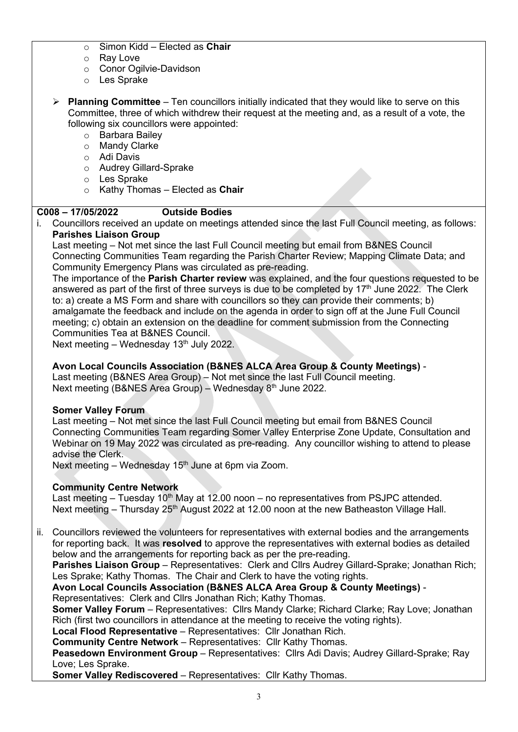- Simon Kidd – Elected as **Chair**
- Ray Love
- Conor Ogilvie-Davidson
- Les Sprake

➢ **Planning Committee** – Ten councillors initially indicated that they would like to serve on this Committee, three of which withdrew their request at the meeting and, as a result of a vote, the following six councillors were appointed:

- Barbara Bailey
- Mandy Clarke
- Adi Davis
- Audrey Gillard-Sprake
- Les Sprake
- Kathy Thomas – Elected as **Chair**

**C008 – 17/05/2022 Outside Bodies**

i. Councillors received an update on meetings attended since the last Full Council meeting, as follows:

**Parishes Liaison Group**

Last meeting – Not met since the last Full Council meeting but email from B&NES Council Connecting Communities Team regarding the Parish Charter Review; Mapping Climate Data; and Community Emergency Plans was circulated as pre-reading.

The importance of the **Parish Charter review** was explained, and the four questions requested to be answered as part of the first of three surveys is due to be completed by 17th June 2022. The Clerk to: a) create a MS Form and share with councillors so they can provide their comments; b) amalgamate the feedback and include on the agenda in order to sign off at the June Full Council meeting; c) obtain an extension on the deadline for comment submission from the Connecting Communities Tea at B&NES Council.

Next meeting – Wednesday 13th July 2022.

**Avon Local Councils Association (B&NES ALCA Area Group & County Meetings)** -

Last meeting (B&NES Area Group) – Not met since the last Full Council meeting.

Next meeting (B&NES Area Group) – Wednesday 8th June 2022.

**Somer Valley Forum**

Last meeting – Not met since the last Full Council meeting but email from B&NES Council Connecting Communities Team regarding Somer Valley Enterprise Zone Update, Consultation and Webinar on 19 May 2022 was circulated as pre-reading. Any councillor wishing to attend to please advise the Clerk.

Next meeting – Wednesday 15th June at 6pm via Zoom.

**Community Centre Network**

Last meeting – Tuesday 10th May at 12.00 noon – no representatives from PSJPC attended.

Next meeting – Thursday 25th August 2022 at 12.00 noon at the new Batheaston Village Hall.

ii. Councillors reviewed the volunteers for representatives with external bodies and the arrangements for reporting back. It was **resolved** to approve the representatives with external bodies as detailed below and the arrangements for reporting back as per the pre-reading.

**Parishes Liaison Group** – Representatives: Clerk and Cllrs Audrey Gillard-Sprake; Jonathan Rich; Les Sprake; Kathy Thomas. The Chair and Clerk to have the voting rights.

**Avon Local Councils Association (B&NES ALCA Area Group & County Meetings)** - Representatives: Clerk and Cllrs Jonathan Rich; Kathy Thomas.

**Somer Valley Forum** – Representatives: Cllrs Mandy Clarke; Richard Clarke; Ray Love; Jonathan Rich (first two councillors in attendance at the meeting to receive the voting rights).

**Local Flood Representative** – Representatives: Cllr Jonathan Rich.

**Community Centre Network** – Representatives: Cllr Kathy Thomas.

**Peasedown Environment Group** – Representatives: Cllrs Adi Davis; Audrey Gillard-Sprake; Ray Love; Les Sprake.

**Somer Valley Rediscovered** – Representatives: Cllr Kathy Thomas.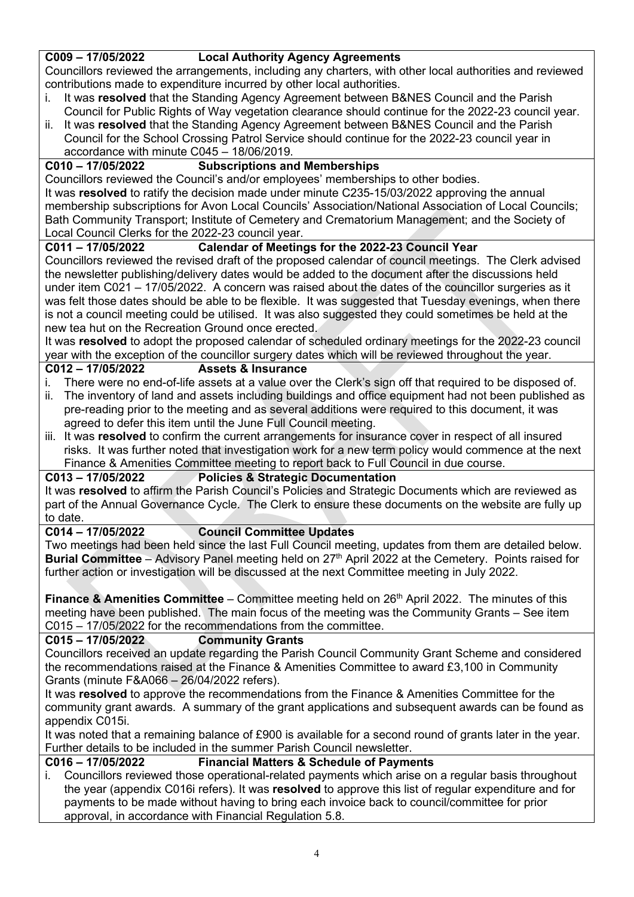**C009 – 17/05/2022 Local Authority Agency Agreements**

Councillors reviewed the arrangements, including any charters, with other local authorities and reviewed contributions made to expenditure incurred by other local authorities.

i. It was **resolved** that the Standing Agency Agreement between B&NES Council and the Parish Council for Public Rights of Way vegetation clearance should continue for the 2022-23 council year.
ii. It was **resolved** that the Standing Agency Agreement between B&NES Council and the Parish Council for the School Crossing Patrol Service should continue for the 2022-23 council year in accordance with minute C045 – 18/06/2019.

**C010 – 17/05/2022 Subscriptions and Memberships**

Councillors reviewed the Council's and/or employees' memberships to other bodies.

It was **resolved** to ratify the decision made under minute C235-15/03/2022 approving the annual membership subscriptions for Avon Local Councils' Association/National Association of Local Councils; Bath Community Transport; Institute of Cemetery and Crematorium Management; and the Society of Local Council Clerks for the 2022-23 council year.

**C011 – 17/05/2022 Calendar of Meetings for the 2022-23 Council Year**

Councillors reviewed the revised draft of the proposed calendar of council meetings. The Clerk advised the newsletter publishing/delivery dates would be added to the document after the discussions held under item C021 – 17/05/2022. A concern was raised about the dates of the councillor surgeries as it was felt those dates should be able to be flexible. It was suggested that Tuesday evenings, when there is not a council meeting could be utilised. It was also suggested they could sometimes be held at the new tea hut on the Recreation Ground once erected.

It was **resolved** to adopt the proposed calendar of scheduled ordinary meetings for the 2022-23 council year with the exception of the councillor surgery dates which will be reviewed throughout the year.

**C012 – 17/05/2022 Assets & Insurance**

i. There were no end-of-life assets at a value over the Clerk's sign off that required to be disposed of.
ii. The inventory of land and assets including buildings and office equipment had not been published as pre-reading prior to the meeting and as several additions were required to this document, it was agreed to defer this item until the June Full Council meeting.
iii. It was **resolved** to confirm the current arrangements for insurance cover in respect of all insured risks. It was further noted that investigation work for a new term policy would commence at the next Finance & Amenities Committee meeting to report back to Full Council in due course.

**C013 – 17/05/2022 Policies & Strategic Documentation**

It was **resolved** to affirm the Parish Council's Policies and Strategic Documents which are reviewed as part of the Annual Governance Cycle. The Clerk to ensure these documents on the website are fully up to date.

**C014 – 17/05/2022 Council Committee Updates**

Two meetings had been held since the last Full Council meeting, updates from them are detailed below.

**Burial Committee** – Advisory Panel meeting held on 27th April 2022 at the Cemetery. Points raised for further action or investigation will be discussed at the next Committee meeting in July 2022.

**Finance & Amenities Committee** – Committee meeting held on 26th April 2022. The minutes of this meeting have been published. The main focus of the meeting was the Community Grants – See item C015 – 17/05/2022 for the recommendations from the committee.

**C015 – 17/05/2022 Community Grants**

Councillors received an update regarding the Parish Council Community Grant Scheme and considered the recommendations raised at the Finance & Amenities Committee to award £3,100 in Community Grants (minute F&A066 – 26/04/2022 refers).

It was **resolved** to approve the recommendations from the Finance & Amenities Committee for the community grant awards. A summary of the grant applications and subsequent awards can be found as appendix C015i.

It was noted that a remaining balance of £900 is available for a second round of grants later in the year. Further details to be included in the summer Parish Council newsletter.

**C016 – 17/05/2022 Financial Matters & Schedule of Payments**

i. Councillors reviewed those operational-related payments which arise on a regular basis throughout the year (appendix C016i refers). It was **resolved** to approve this list of regular expenditure and for payments to be made without having to bring each invoice back to council/committee for prior approval, in accordance with Financial Regulation 5.8.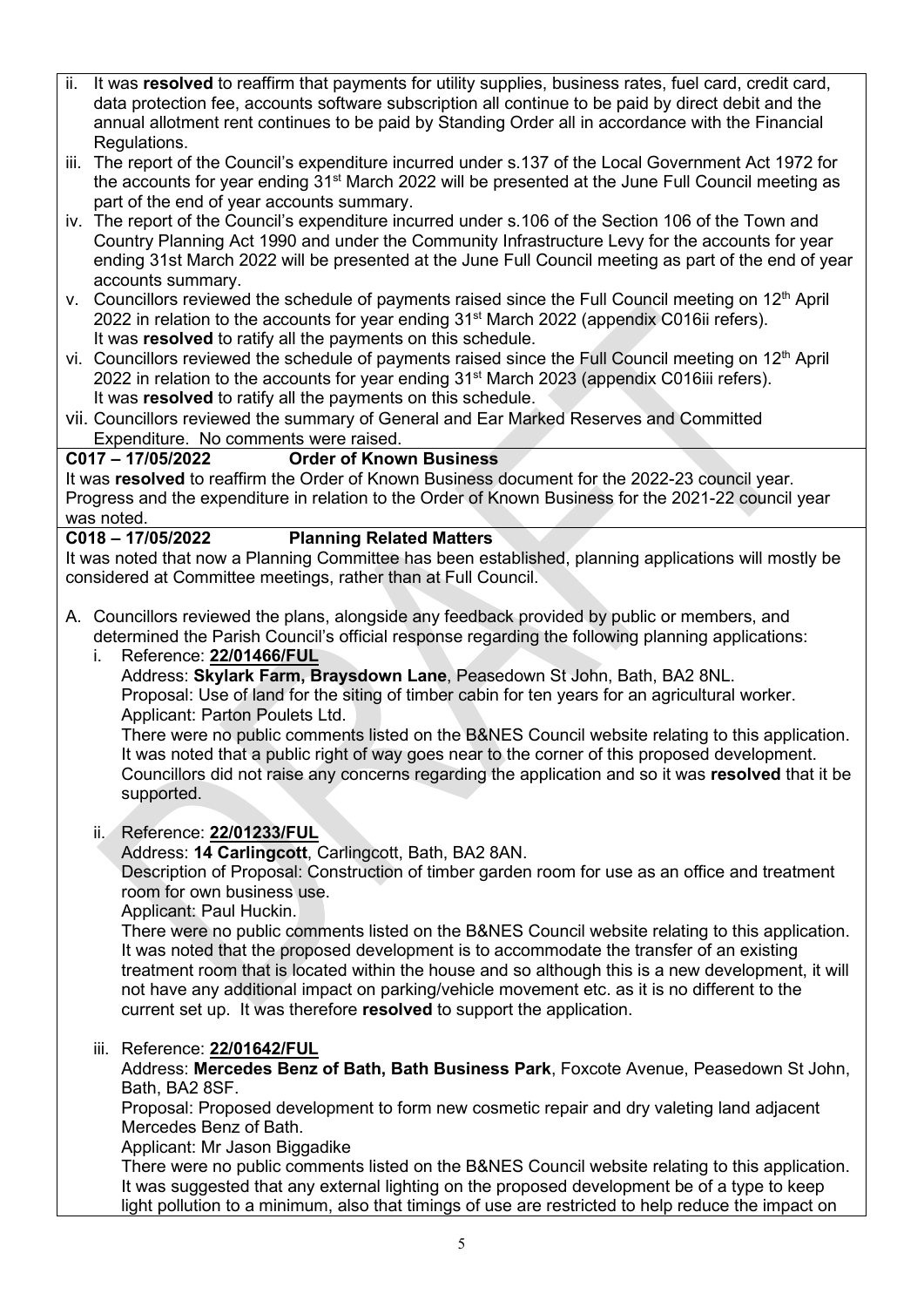ii. It was **resolved** to reaffirm that payments for utility supplies, business rates, fuel card, credit card, data protection fee, accounts software subscription all continue to be paid by direct debit and the annual allotment rent continues to be paid by Standing Order all in accordance with the Financial Regulations.

iii. The report of the Council's expenditure incurred under s.137 of the Local Government Act 1972 for the accounts for year ending 31st March 2022 will be presented at the June Full Council meeting as part of the end of year accounts summary.

iv. The report of the Council's expenditure incurred under s.106 of the Section 106 of the Town and Country Planning Act 1990 and under the Community Infrastructure Levy for the accounts for year ending 31st March 2022 will be presented at the June Full Council meeting as part of the end of year accounts summary.

v. Councillors reviewed the schedule of payments raised since the Full Council meeting on 12th April 2022 in relation to the accounts for year ending 31st March 2022 (appendix C016ii refers).
It was **resolved** to ratify all the payments on this schedule.

vi. Councillors reviewed the schedule of payments raised since the Full Council meeting on 12th April 2022 in relation to the accounts for year ending 31st March 2023 (appendix C016iii refers).
It was **resolved** to ratify all the payments on this schedule.

vii. Councillors reviewed the summary of General and Ear Marked Reserves and Committed Expenditure. No comments were raised.

**C017 – 17/05/2022 Order of Known Business**

It was **resolved** to reaffirm the Order of Known Business document for the 2022-23 council year. Progress and the expenditure in relation to the Order of Known Business for the 2021-22 council year was noted.

**C018 – 17/05/2022 Planning Related Matters**

It was noted that now a Planning Committee has been established, planning applications will mostly be considered at Committee meetings, rather than at Full Council.

A. Councillors reviewed the plans, alongside any feedback provided by public or members, and determined the Parish Council's official response regarding the following planning applications:

i. Reference: **22/01466/FUL**
Address: **Skylark Farm, Braysdown Lane**, Peasedown St John, Bath, BA2 8NL.
Proposal: Use of land for the siting of timber cabin for ten years for an agricultural worker.
Applicant: Parton Poulets Ltd.
There were no public comments listed on the B&NES Council website relating to this application. It was noted that a public right of way goes near to the corner of this proposed development. Councillors did not raise any concerns regarding the application and so it was **resolved** that it be supported.

ii. Reference: **22/01233/FUL**
Address: **14 Carlingcott**, Carlingcott, Bath, BA2 8AN.
Description of Proposal: Construction of timber garden room for use as an office and treatment room for own business use.
Applicant: Paul Huckin.
There were no public comments listed on the B&NES Council website relating to this application. It was noted that the proposed development is to accommodate the transfer of an existing treatment room that is located within the house and so although this is a new development, it will not have any additional impact on parking/vehicle movement etc. as it is no different to the current set up. It was therefore **resolved** to support the application.

iii. Reference: **22/01642/FUL**
Address: **Mercedes Benz of Bath, Bath Business Park**, Foxcote Avenue, Peasedown St John, Bath, BA2 8SF.
Proposal: Proposed development to form new cosmetic repair and dry valeting land adjacent Mercedes Benz of Bath.
Applicant: Mr Jason Biggadike
There were no public comments listed on the B&NES Council website relating to this application. It was suggested that any external lighting on the proposed development be of a type to keep light pollution to a minimum, also that timings of use are restricted to help reduce the impact on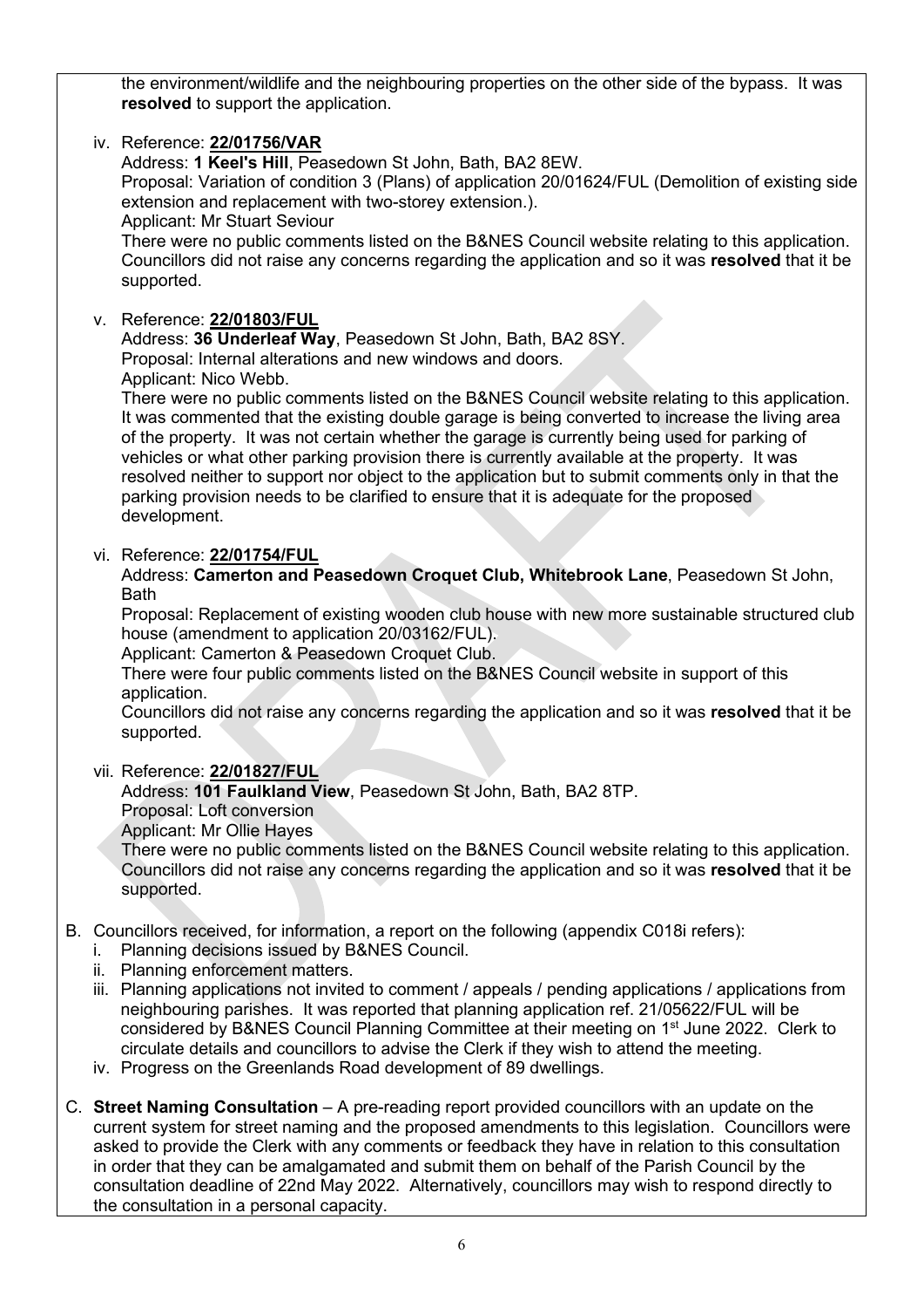the environment/wildlife and the neighbouring properties on the other side of the bypass. It was **resolved** to support the application.

iv. Reference: **22/01756/VAR**
Address: **1 Keel's Hill**, Peasedown St John, Bath, BA2 8EW.
Proposal: Variation of condition 3 (Plans) of application 20/01624/FUL (Demolition of existing side extension and replacement with two-storey extension.).
Applicant: Mr Stuart Seviour
There were no public comments listed on the B&NES Council website relating to this application. Councillors did not raise any concerns regarding the application and so it was **resolved** that it be supported.

v. Reference: **22/01803/FUL**
Address: **36 Underleaf Way**, Peasedown St John, Bath, BA2 8SY.
Proposal: Internal alterations and new windows and doors.
Applicant: Nico Webb.
There were no public comments listed on the B&NES Council website relating to this application. It was commented that the existing double garage is being converted to increase the living area of the property. It was not certain whether the garage is currently being used for parking of vehicles or what other parking provision there is currently available at the property. It was resolved neither to support nor object to the application but to submit comments only in that the parking provision needs to be clarified to ensure that it is adequate for the proposed development.

vi. Reference: **22/01754/FUL**
Address: **Camerton and Peasedown Croquet Club, Whitebrook Lane**, Peasedown St John, Bath
Proposal: Replacement of existing wooden club house with new more sustainable structured club house (amendment to application 20/03162/FUL).
Applicant: Camerton & Peasedown Croquet Club.
There were four public comments listed on the B&NES Council website in support of this application.
Councillors did not raise any concerns regarding the application and so it was **resolved** that it be supported.

vii. Reference: **22/01827/FUL**
Address: **101 Faulkland View**, Peasedown St John, Bath, BA2 8TP.
Proposal: Loft conversion
Applicant: Mr Ollie Hayes
There were no public comments listed on the B&NES Council website relating to this application. Councillors did not raise any concerns regarding the application and so it was **resolved** that it be supported.

B. Councillors received, for information, a report on the following (appendix C018i refers):
   i. Planning decisions issued by B&NES Council.
   ii. Planning enforcement matters.
   iii. Planning applications not invited to comment / appeals / pending applications / applications from neighbouring parishes. It was reported that planning application ref. 21/05622/FUL will be considered by B&NES Council Planning Committee at their meeting on 1st June 2022. Clerk to circulate details and councillors to advise the Clerk if they wish to attend the meeting.
   iv. Progress on the Greenlands Road development of 89 dwellings.

C. **Street Naming Consultation** – A pre-reading report provided councillors with an update on the current system for street naming and the proposed amendments to this legislation. Councillors were asked to provide the Clerk with any comments or feedback they have in relation to this consultation in order that they can be amalgamated and submit them on behalf of the Parish Council by the consultation deadline of 22nd May 2022. Alternatively, councillors may wish to respond directly to the consultation in a personal capacity.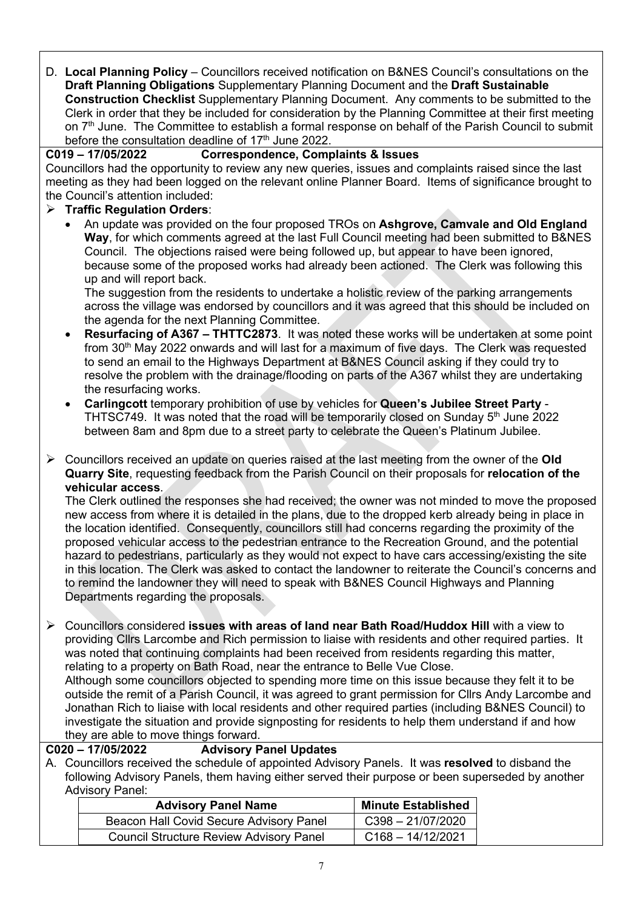D. **Local Planning Policy** – Councillors received notification on B&NES Council's consultations on the **Draft Planning Obligations** Supplementary Planning Document and the **Draft Sustainable Construction Checklist** Supplementary Planning Document. Any comments to be submitted to the Clerk in order that they be included for consideration by the Planning Committee at their first meeting on 7th June. The Committee to establish a formal response on behalf of the Parish Council to submit before the consultation deadline of 17th June 2022.

**C019 – 17/05/2022 Correspondence, Complaints & Issues**

Councillors had the opportunity to review any new queries, issues and complaints raised since the last meeting as they had been logged on the relevant online Planner Board. Items of significance brought to the Council's attention included:

- **Traffic Regulation Orders**:
  - An update was provided on the four proposed TROs on **Ashgrove, Camvale and Old England Way**, for which comments agreed at the last Full Council meeting had been submitted to B&NES Council. The objections raised were being followed up, but appear to have been ignored, because some of the proposed works had already been actioned. The Clerk was following this up and will report back.

    The suggestion from the residents to undertake a holistic review of the parking arrangements across the village was endorsed by councillors and it was agreed that this should be included on the agenda for the next Planning Committee.
  - **Resurfacing of A367 – THTTC2873**. It was noted these works will be undertaken at some point from 30th May 2022 onwards and will last for a maximum of five days. The Clerk was requested to send an email to the Highways Department at B&NES Council asking if they could try to resolve the problem with the drainage/flooding on parts of the A367 whilst they are undertaking the resurfacing works.
  - **Carlingcott** temporary prohibition of use by vehicles for **Queen's Jubilee Street Party** - THTSC749. It was noted that the road will be temporarily closed on Sunday 5th June 2022 between 8am and 8pm due to a street party to celebrate the Queen's Platinum Jubilee.

- Councillors received an update on queries raised at the last meeting from the owner of the **Old Quarry Site**, requesting feedback from the Parish Council on their proposals for **relocation of the vehicular access**.

  The Clerk outlined the responses she had received; the owner was not minded to move the proposed new access from where it is detailed in the plans, due to the dropped kerb already being in place in the location identified. Consequently, councillors still had concerns regarding the proximity of the proposed vehicular access to the pedestrian entrance to the Recreation Ground, and the potential hazard to pedestrians, particularly as they would not expect to have cars accessing/existing the site in this location. The Clerk was asked to contact the landowner to reiterate the Council's concerns and to remind the landowner they will need to speak with B&NES Council Highways and Planning Departments regarding the proposals.

- Councillors considered **issues with areas of land near Bath Road/Huddox Hill** with a view to providing Cllrs Larcombe and Rich permission to liaise with residents and other required parties. It was noted that continuing complaints had been received from residents regarding this matter, relating to a property on Bath Road, near the entrance to Belle Vue Close.

  Although some councillors objected to spending more time on this issue because they felt it to be outside the remit of a Parish Council, it was agreed to grant permission for Cllrs Andy Larcombe and Jonathan Rich to liaise with local residents and other required parties (including B&NES Council) to investigate the situation and provide signposting for residents to help them understand if and how they are able to move things forward.

**C020 – 17/05/2022 Advisory Panel Updates**

A. Councillors received the schedule of appointed Advisory Panels. It was **resolved** to disband the following Advisory Panels, them having either served their purpose or been superseded by another Advisory Panel:

| Advisory Panel Name | Minute Established |
|---|---|
| Beacon Hall Covid Secure Advisory Panel | C398 – 21/07/2020 |
| Council Structure Review Advisory Panel | C168 – 14/12/2021 |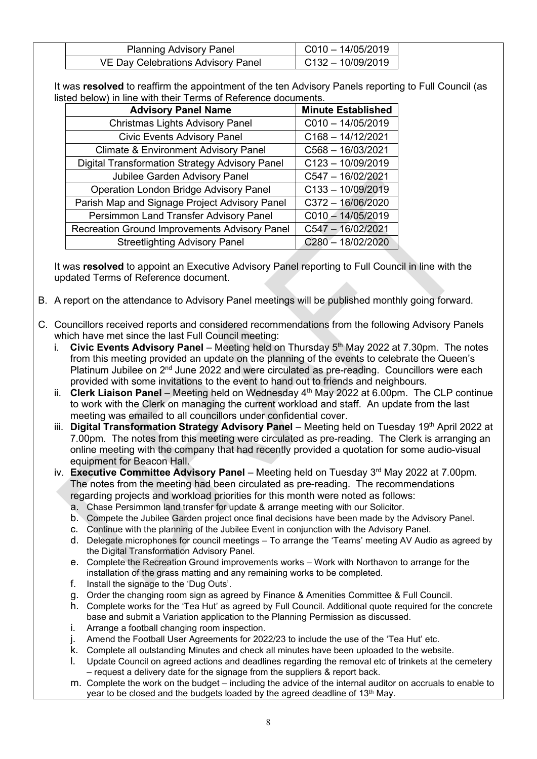| Planning Advisory Panel | C010 – 14/05/2019 |
|---|---|
| VE Day Celebrations Advisory Panel | C132 – 10/09/2019 |

It was **resolved** to reaffirm the appointment of the ten Advisory Panels reporting to Full Council (as listed below) in line with their Terms of Reference documents.

| Advisory Panel Name | Minute Established |
|---|---|
| Christmas Lights Advisory Panel | C010 – 14/05/2019 |
| Civic Events Advisory Panel | C168 – 14/12/2021 |
| Climate & Environment Advisory Panel | C568 – 16/03/2021 |
| Digital Transformation Strategy Advisory Panel | C123 – 10/09/2019 |
| Jubilee Garden Advisory Panel | C547 – 16/02/2021 |
| Operation London Bridge Advisory Panel | C133 – 10/09/2019 |
| Parish Map and Signage Project Advisory Panel | C372 – 16/06/2020 |
| Persimmon Land Transfer Advisory Panel | C010 – 14/05/2019 |
| Recreation Ground Improvements Advisory Panel | C547 – 16/02/2021 |
| Streetlighting Advisory Panel | C280 – 18/02/2020 |

It was **resolved** to appoint an Executive Advisory Panel reporting to Full Council in line with the updated Terms of Reference document.

B. A report on the attendance to Advisory Panel meetings will be published monthly going forward.

C. Councillors received reports and considered recommendations from the following Advisory Panels which have met since the last Full Council meeting:

   i. **Civic Events Advisory Panel** – Meeting held on Thursday 5th May 2022 at 7.30pm. The notes from this meeting provided an update on the planning of the events to celebrate the Queen's Platinum Jubilee on 2nd June 2022 and were circulated as pre-reading. Councillors were each provided with some invitations to the event to hand out to friends and neighbours.

   ii. **Clerk Liaison Panel** – Meeting held on Wednesday 4th May 2022 at 6.00pm. The CLP continue to work with the Clerk on managing the current workload and staff. An update from the last meeting was emailed to all councillors under confidential cover.

   iii. **Digital Transformation Strategy Advisory Panel** – Meeting held on Tuesday 19th April 2022 at 7.00pm. The notes from this meeting were circulated as pre-reading. The Clerk is arranging an online meeting with the company that had recently provided a quotation for some audio-visual equipment for Beacon Hall.

   iv. **Executive Committee Advisory Panel** – Meeting held on Tuesday 3rd May 2022 at 7.00pm. The notes from the meeting had been circulated as pre-reading. The recommendations regarding projects and workload priorities for this month were noted as follows:

      a. Chase Persimmon land transfer for update & arrange meeting with our Solicitor.
      b. Compete the Jubilee Garden project once final decisions have been made by the Advisory Panel.
      c. Continue with the planning of the Jubilee Event in conjunction with the Advisory Panel.
      d. Delegate microphones for council meetings – To arrange the 'Teams' meeting AV Audio as agreed by the Digital Transformation Advisory Panel.
      e. Complete the Recreation Ground improvements works – Work with Northavon to arrange for the installation of the grass matting and any remaining works to be completed.
      f. Install the signage to the 'Dug Outs'.
      g. Order the changing room sign as agreed by Finance & Amenities Committee & Full Council.
      h. Complete works for the 'Tea Hut' as agreed by Full Council. Additional quote required for the concrete base and submit a Variation application to the Planning Permission as discussed.
      i. Arrange a football changing room inspection.
      j. Amend the Football User Agreements for 2022/23 to include the use of the 'Tea Hut' etc.
      k. Complete all outstanding Minutes and check all minutes have been uploaded to the website.
      l. Update Council on agreed actions and deadlines regarding the removal etc of trinkets at the cemetery – request a delivery date for the signage from the suppliers & report back.
      m. Complete the work on the budget – including the advice of the internal auditor on accruals to enable to year to be closed and the budgets loaded by the agreed deadline of 13th May.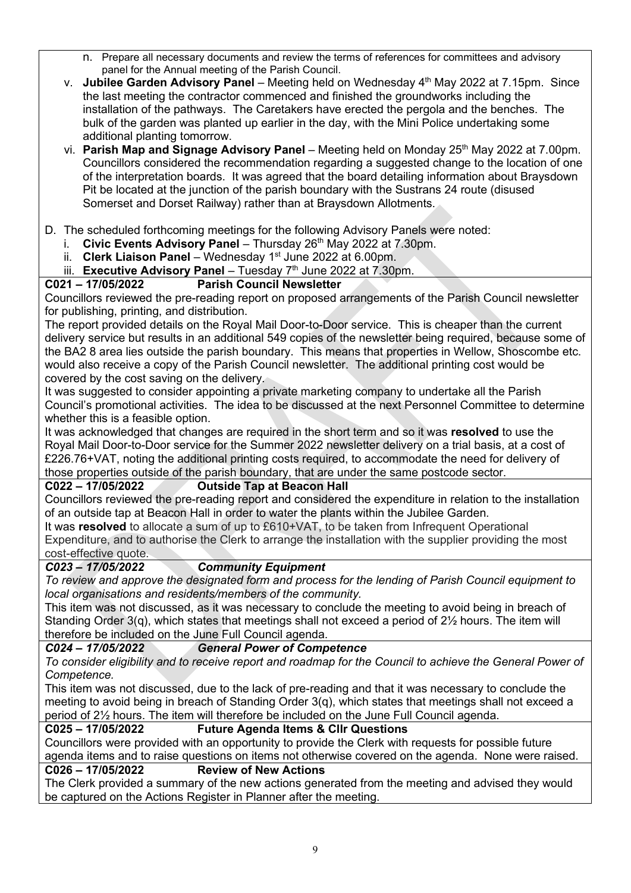n. Prepare all necessary documents and review the terms of references for committees and advisory panel for the Annual meeting of the Parish Council.

v. **Jubilee Garden Advisory Panel** – Meeting held on Wednesday 4th May 2022 at 7.15pm. Since the last meeting the contractor commenced and finished the groundworks including the installation of the pathways. The Caretakers have erected the pergola and the benches. The bulk of the garden was planted up earlier in the day, with the Mini Police undertaking some additional planting tomorrow.

vi. **Parish Map and Signage Advisory Panel** – Meeting held on Monday 25th May 2022 at 7.00pm. Councillors considered the recommendation regarding a suggested change to the location of one of the interpretation boards. It was agreed that the board detailing information about Braysdown Pit be located at the junction of the parish boundary with the Sustrans 24 route (disused Somerset and Dorset Railway) rather than at Braysdown Allotments.

D. The scheduled forthcoming meetings for the following Advisory Panels were noted:

i. **Civic Events Advisory Panel** – Thursday 26th May 2022 at 7.30pm.
ii. **Clerk Liaison Panel** – Wednesday 1st June 2022 at 6.00pm.
iii. **Executive Advisory Panel** – Tuesday 7th June 2022 at 7.30pm.

**C021 – 17/05/2022 Parish Council Newsletter**

Councillors reviewed the pre-reading report on proposed arrangements of the Parish Council newsletter for publishing, printing, and distribution.

The report provided details on the Royal Mail Door-to-Door service. This is cheaper than the current delivery service but results in an additional 549 copies of the newsletter being required, because some of the BA2 8 area lies outside the parish boundary. This means that properties in Wellow, Shoscombe etc. would also receive a copy of the Parish Council newsletter. The additional printing cost would be covered by the cost saving on the delivery.

It was suggested to consider appointing a private marketing company to undertake all the Parish Council's promotional activities. The idea to be discussed at the next Personnel Committee to determine whether this is a feasible option.

It was acknowledged that changes are required in the short term and so it was **resolved** to use the Royal Mail Door-to-Door service for the Summer 2022 newsletter delivery on a trial basis, at a cost of £226.76+VAT, noting the additional printing costs required, to accommodate the need for delivery of those properties outside of the parish boundary, that are under the same postcode sector.

**C022 – 17/05/2022 Outside Tap at Beacon Hall**

Councillors reviewed the pre-reading report and considered the expenditure in relation to the installation of an outside tap at Beacon Hall in order to water the plants within the Jubilee Garden.

It was **resolved** to allocate a sum of up to £610+VAT, to be taken from Infrequent Operational Expenditure, and to authorise the Clerk to arrange the installation with the supplier providing the most cost-effective quote.

***C023 – 17/05/2022 Community Equipment***

*To review and approve the designated form and process for the lending of Parish Council equipment to local organisations and residents/members of the community.*

This item was not discussed, as it was necessary to conclude the meeting to avoid being in breach of Standing Order 3(q), which states that meetings shall not exceed a period of 2½ hours. The item will therefore be included on the June Full Council agenda.

***C024 – 17/05/2022 General Power of Competence***

*To consider eligibility and to receive report and roadmap for the Council to achieve the General Power of Competence.*

This item was not discussed, due to the lack of pre-reading and that it was necessary to conclude the meeting to avoid being in breach of Standing Order 3(q), which states that meetings shall not exceed a period of 2½ hours. The item will therefore be included on the June Full Council agenda.

**C025 – 17/05/2022 Future Agenda Items & Cllr Questions**

Councillors were provided with an opportunity to provide the Clerk with requests for possible future agenda items and to raise questions on items not otherwise covered on the agenda. None were raised.

**C026 – 17/05/2022 Review of New Actions**

The Clerk provided a summary of the new actions generated from the meeting and advised they would be captured on the Actions Register in Planner after the meeting.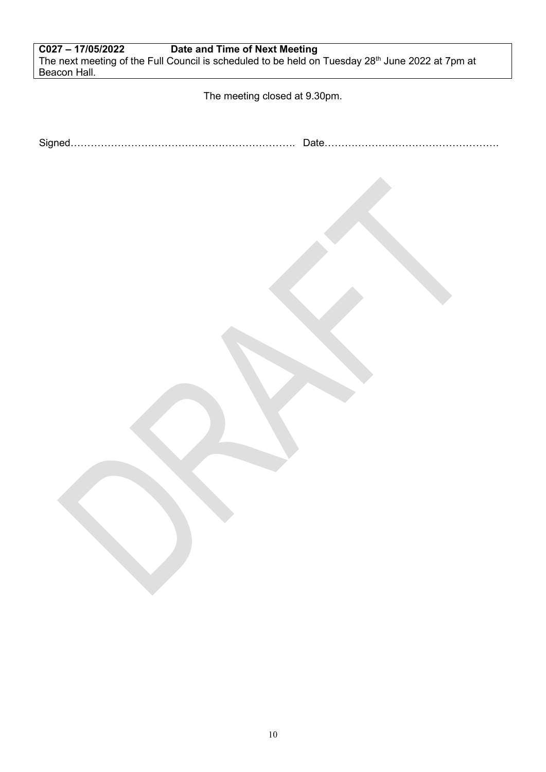**C027 – 17/05/2022 Date and Time of Next Meeting**

The next meeting of the Full Council is scheduled to be held on Tuesday 28th June 2022 at 7pm at Beacon Hall.

The meeting closed at 9.30pm.

Signed………………………………………………………… Date……………………………………………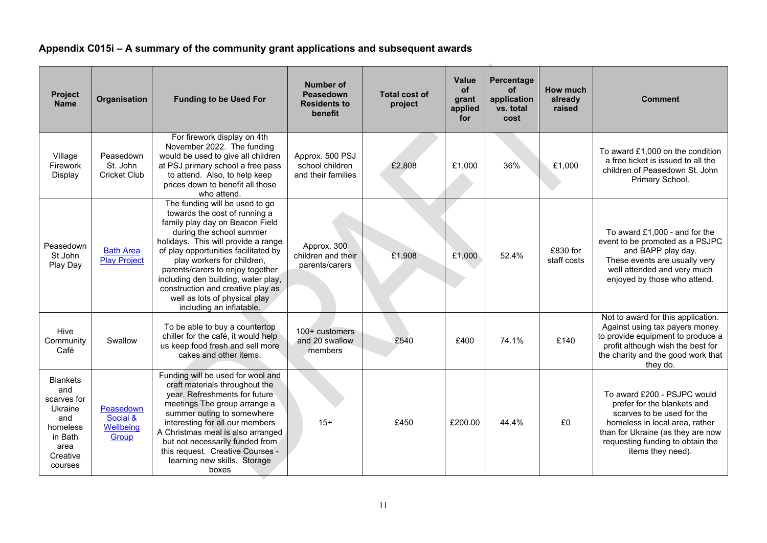# Appendix C015i – A summary of the community grant applications and subsequent awards

| Project Name | Organisation | Funding to be Used For | Number of Peasedown Residents to benefit | Total cost of project | Value of grant applied for | Percentage of application vs. total cost | How much already raised | Comment |
|---|---|---|---|---|---|---|---|---|
| Village Firework Display | Peasedown St. John Cricket Club | For firework display on 4th November 2022. The funding would be used to give all children at PSJ primary school a free pass to attend. Also, to help keep prices down to benefit all those who attend. | Approx. 500 PSJ school children and their families | £2,808 | £1,000 | 36% | £1,000 | To award £1,000 on the condition a free ticket is issued to all the children of Peasedown St. John Primary School. |
| Peasedown St John Play Day | Bath Area Play Project | The funding will be used to go towards the cost of running a family play day on Beacon Field during the school summer holidays. This will provide a range of play opportunities facilitated by play workers for children, parents/carers to enjoy together including den building, water play, construction and creative play as well as lots of physical play including an inflatable. | Approx. 300 children and their parents/carers | £1,908 | £1,000 | 52.4% | £830 for staff costs | To award £1,000 - and for the event to be promoted as a PSJPC and BAPP play day. These events are usually very well attended and very much enjoyed by those who attend. |
| Hive Community Café | Swallow | To be able to buy a countertop chiller for the café, it would help us keep food fresh and sell more cakes and other items. | 100+ customers and 20 swallow members | £540 | £400 | 74.1% | £140 | Not to award for this application. Against using tax payers money to provide equipment to produce a profit although wish the best for the charity and the good work that they do. |
| Blankets and scarves for Ukraine and homeless in Bath area Creative courses | Peasedown Social & Wellbeing Group | Funding will be used for wool and craft materials throughout the year. Refreshments for future meetings The group arrange a summer outing to somewhere interesting for all our members A Christmas meal is also arranged but not necessarily funded from this request. Creative Courses - learning new skills. Storage boxes | 15+ | £450 | £200.00 | 44.4% | £0 | To award £200 - PSJPC would prefer for the blankets and scarves to be used for the homeless in local area, rather than for Ukraine (as they are now requesting funding to obtain the items they need). |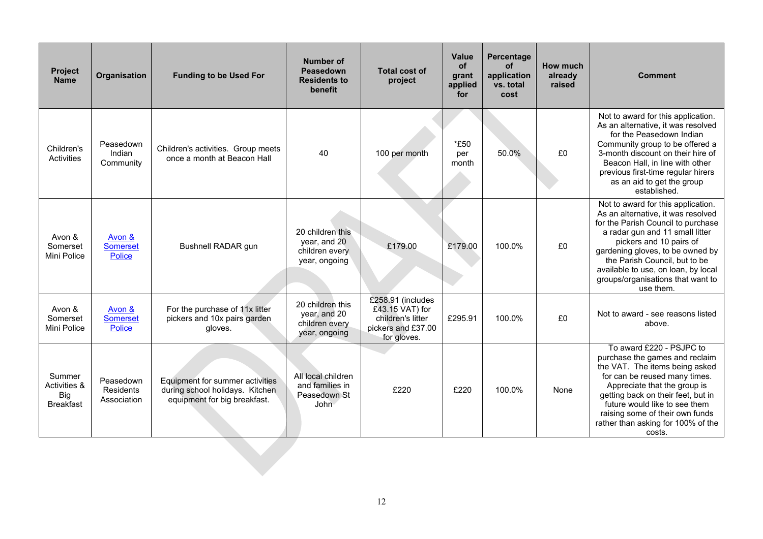| Project Name | Organisation | Funding to be Used For | Number of Peasedown Residents to benefit | Total cost of project | Value of grant applied for | Percentage of application vs. total cost | How much already raised | Comment |
|---|---|---|---|---|---|---|---|---|
| Children's Activities | Peasedown Indian Community | Children's activities. Group meets once a month at Beacon Hall | 40 | 100 per month | *£50 per month | 50.0% | £0 | Not to award for this application. As an alternative, it was resolved for the Peasedown Indian Community group to be offered a 3-month discount on their hire of Beacon Hall, in line with other previous first-time regular hirers as an aid to get the group established. |
| Avon & Somerset Mini Police | Avon & Somerset Police | Bushnell RADAR gun | 20 children this year, and 20 children every year, ongoing | £179.00 | £179.00 | 100.0% | £0 | Not to award for this application. As an alternative, it was resolved for the Parish Council to purchase a radar gun and 11 small litter pickers and 10 pairs of gardening gloves, to be owned by the Parish Council, but to be available to use, on loan, by local groups/organisations that want to use them. |
| Avon & Somerset Mini Police | Avon & Somerset Police | For the purchase of 11x litter pickers and 10x pairs garden gloves. | 20 children this year, and 20 children every year, ongoing | £258.91 (includes £43.15 VAT) for children's litter pickers and £37.00 for gloves. | £295.91 | 100.0% | £0 | Not to award - see reasons listed above. |
| Summer Activities & Big Breakfast | Peasedown Residents Association | Equipment for summer activities during school holidays. Kitchen equipment for big breakfast. | All local children and families in Peasedown St John | £220 | £220 | 100.0% | None | To award £220 - PSJPC to purchase the games and reclaim the VAT. The items being asked for can be reused many times. Appreciate that the group is getting back on their feet, but in future would like to see them raising some of their own funds rather than asking for 100% of the costs. |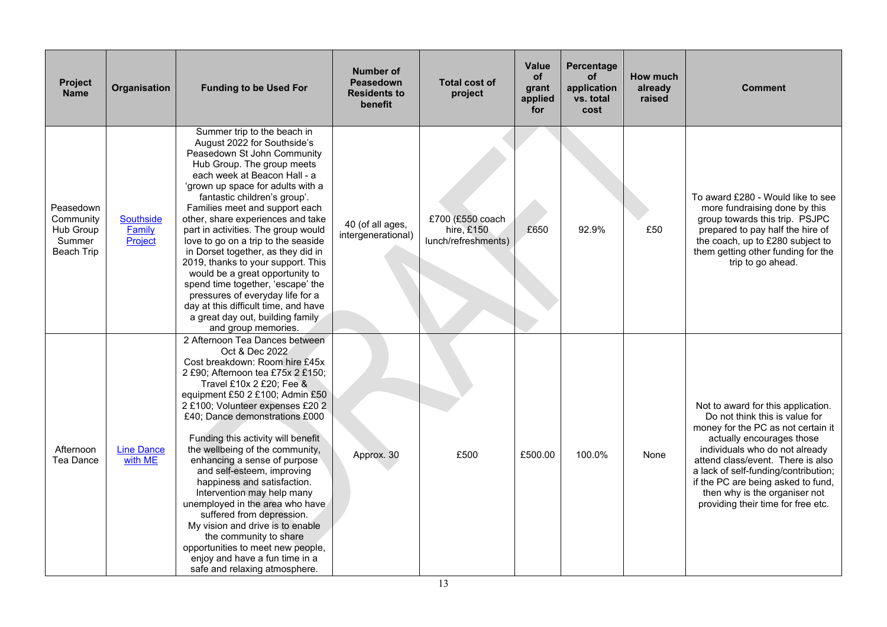| Project Name | Organisation | Funding to be Used For | Number of Peasedown Residents to benefit | Total cost of project | Value of grant applied for | Percentage of application vs. total cost | How much already raised | Comment |
|---|---|---|---|---|---|---|---|---|
| Peasedown Community Hub Group Summer Beach Trip | Southside Family Project | Summer trip to the beach in August 2022 for Southside's Peasedown St John Community Hub Group. The group meets each week at Beacon Hall - a 'grown up space for adults with a fantastic children's group'. Families meet and support each other, share experiences and take part in activities. The group would love to go on a trip to the seaside in Dorset together, as they did in 2019, thanks to your support. This would be a great opportunity to spend time together, 'escape' the pressures of everyday life for a day at this difficult time, and have a great day out, building family and group memories. | 40 (of all ages, intergenerational) | £700 (£550 coach hire, £150 lunch/refreshments) | £650 | 92.9% | £50 | To award £280 - Would like to see more fundraising done by this group towards this trip. PSJPC prepared to pay half the hire of the coach, up to £280 subject to them getting other funding for the trip to go ahead. |
| Afternoon Tea Dance | Line Dance with ME | 2 Afternoon Tea Dances between Oct & Dec 2022<br>Cost breakdown: Room hire £45x 2 £90; Afternoon tea £75x 2 £150; Travel £10x 2 £20; Fee & equipment £50 2 £100; Admin £50 2 £100; Volunteer expenses £20 2 £40; Dance demonstrations £000<br><br>Funding this activity will benefit the wellbeing of the community, enhancing a sense of purpose and self-esteem, improving happiness and satisfaction. Intervention may help many unemployed in the area who have suffered from depression.<br>My vision and drive is to enable the community to share opportunities to meet new people, enjoy and have a fun time in a safe and relaxing atmosphere. | Approx. 30 | £500 | £500.00 | 100.0% | None | Not to award for this application. Do not think this is value for money for the PC as not certain it actually encourages those individuals who do not already attend class/event. There is also a lack of self-funding/contribution; if the PC are being asked to fund, then why is the organiser not providing their time for free etc. |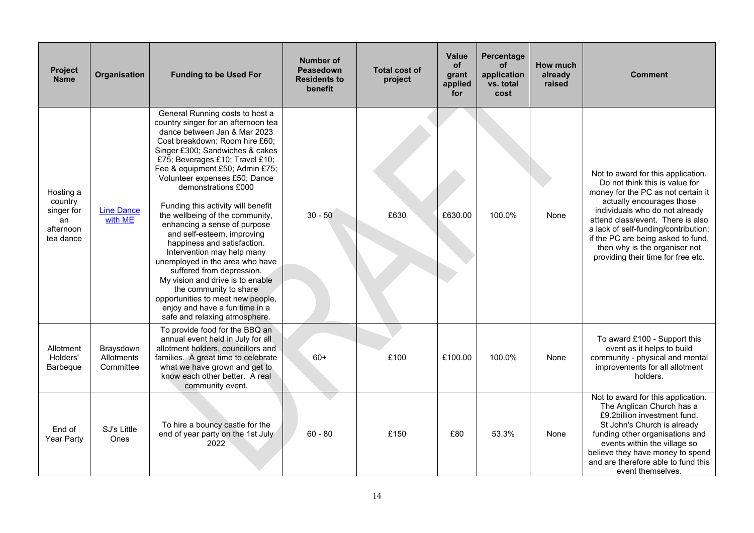| Project Name | Organisation | Funding to be Used For | Number of Peasedown Residents to benefit | Total cost of project | Value of grant applied for | Percentage of application vs. total cost | How much already raised | Comment |
|---|---|---|---|---|---|---|---|---|
| Hosting a country singer for an afternoon tea dance | Line Dance with ME | General Running costs to host a country singer for an afternoon tea dance between Jan & Mar 2023 Cost breakdown: Room hire £60; Singer £300; Sandwiches & cakes £75; Beverages £10; Travel £10; Fee & equipment £50; Admin £75; Volunteer expenses £50; Dance demonstrations £000<br><br>Funding this activity will benefit the wellbeing of the community, enhancing a sense of purpose and self-esteem, improving happiness and satisfaction. Intervention may help many unemployed in the area who have suffered from depression. My vision and drive is to enable the community to share opportunities to meet new people, enjoy and have a fun time in a safe and relaxing atmosphere. | 30 - 50 | £630 | £630.00 | 100.0% | None | Not to award for this application. Do not think this is value for money for the PC as not certain it actually encourages those individuals who do not already attend class/event. There is also a lack of self-funding/contribution; if the PC are being asked to fund, then why is the organiser not providing their time for free etc. |
| Allotment Holders' Barbeque | Braysdown Allotments Committee | To provide food for the BBQ an annual event held in July for all allotment holders, councillors and families. A great time to celebrate what we have grown and get to know each other better. A real community event. | 60+ | £100 | £100.00 | 100.0% | None | To award £100 - Support this event as it helps to build community - physical and mental improvements for all allotment holders. |
| End of Year Party | SJ's Little Ones | To hire a bouncy castle for the end of year party on the 1st July 2022 | 60 - 80 | £150 | £80 | 53.3% | None | Not to award for this application. The Anglican Church has a £9.2billion investment fund. St John's Church is already funding other organisations and events within the village so believe they have money to spend and are therefore able to fund this event themselves. |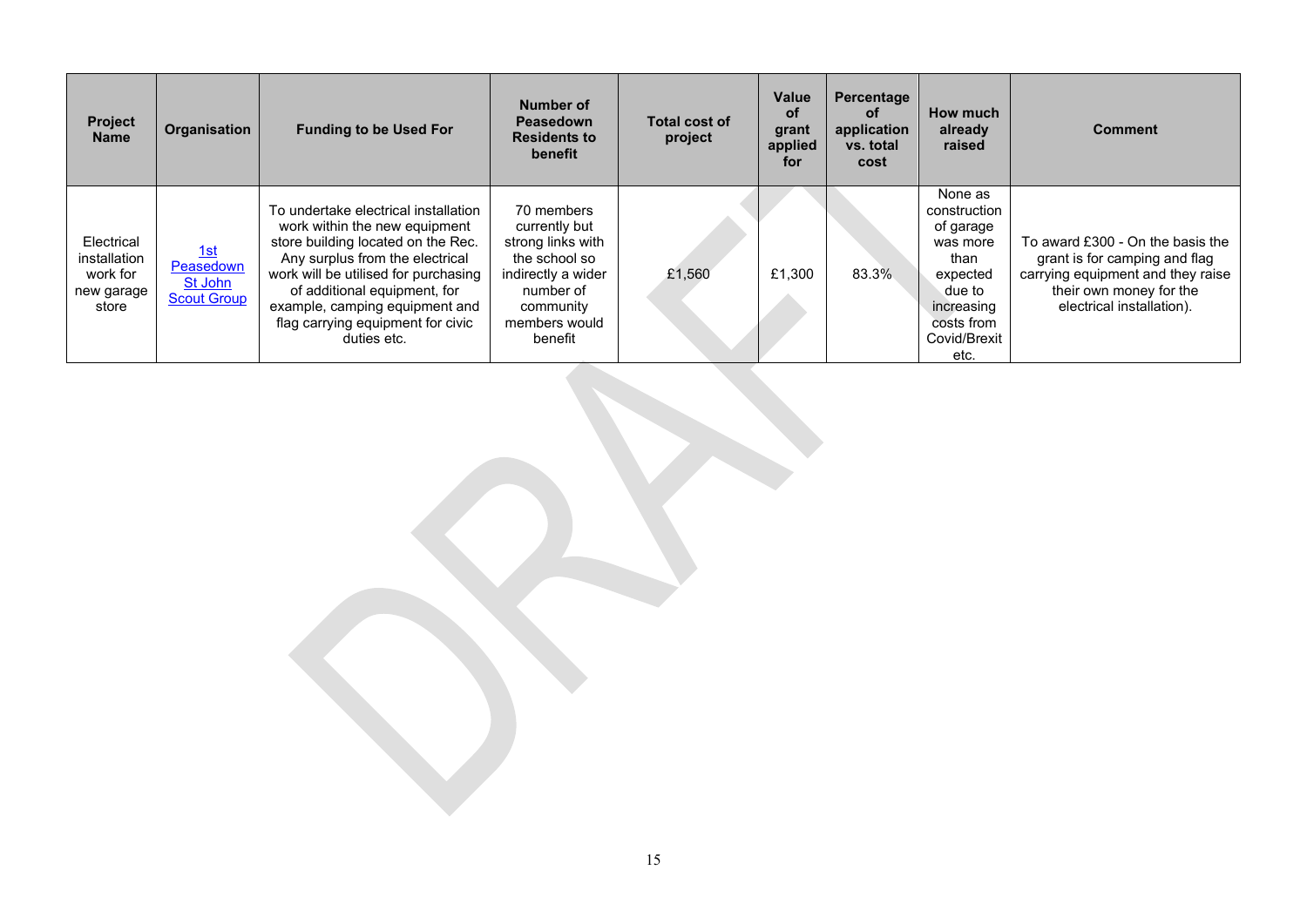| Project Name | Organisation | Funding to be Used For | Number of Peasedown Residents to benefit | Total cost of project | Value of grant applied for | Percentage of application vs. total cost | How much already raised | Comment |
|---|---|---|---|---|---|---|---|---|
| Electrical installation work for new garage store | 1st Peasedown St John Scout Group | To undertake electrical installation work within the new equipment store building located on the Rec. Any surplus from the electrical work will be utilised for purchasing of additional equipment, for example, camping equipment and flag carrying equipment for civic duties etc. | 70 members currently but strong links with the school so indirectly a wider number of community members would benefit | £1,560 | £1,300 | 83.3% | None as construction of garage was more than expected due to increasing costs from Covid/Brexit etc. | To award £300 - On the basis the grant is for camping and flag carrying equipment and they raise their own money for the electrical installation). |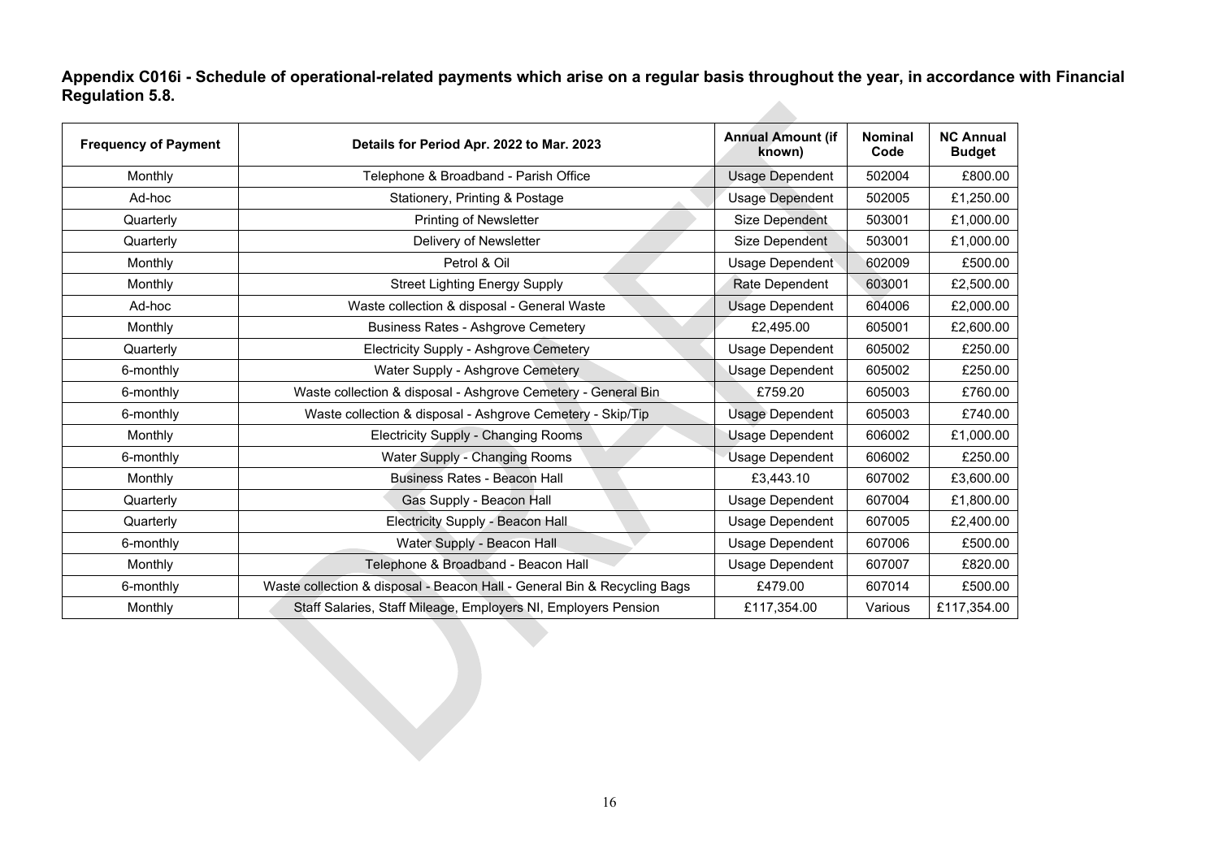**Appendix C016i - Schedule of operational-related payments which arise on a regular basis throughout the year, in accordance with Financial Regulation 5.8.**

| Frequency of Payment | Details for Period Apr. 2022 to Mar. 2023 | Annual Amount (if known) | Nominal Code | NC Annual Budget |
|---|---|---|---|---|
| Monthly | Telephone & Broadband - Parish Office | Usage Dependent | 502004 | £800.00 |
| Ad-hoc | Stationery, Printing & Postage | Usage Dependent | 502005 | £1,250.00 |
| Quarterly | Printing of Newsletter | Size Dependent | 503001 | £1,000.00 |
| Quarterly | Delivery of Newsletter | Size Dependent | 503001 | £1,000.00 |
| Monthly | Petrol & Oil | Usage Dependent | 602009 | £500.00 |
| Monthly | Street Lighting Energy Supply | Rate Dependent | 603001 | £2,500.00 |
| Ad-hoc | Waste collection & disposal - General Waste | Usage Dependent | 604006 | £2,000.00 |
| Monthly | Business Rates - Ashgrove Cemetery | £2,495.00 | 605001 | £2,600.00 |
| Quarterly | Electricity Supply - Ashgrove Cemetery | Usage Dependent | 605002 | £250.00 |
| 6-monthly | Water Supply - Ashgrove Cemetery | Usage Dependent | 605002 | £250.00 |
| 6-monthly | Waste collection & disposal - Ashgrove Cemetery - General Bin | £759.20 | 605003 | £760.00 |
| 6-monthly | Waste collection & disposal - Ashgrove Cemetery - Skip/Tip | Usage Dependent | 605003 | £740.00 |
| Monthly | Electricity Supply - Changing Rooms | Usage Dependent | 606002 | £1,000.00 |
| 6-monthly | Water Supply - Changing Rooms | Usage Dependent | 606002 | £250.00 |
| Monthly | Business Rates - Beacon Hall | £3,443.10 | 607002 | £3,600.00 |
| Quarterly | Gas Supply - Beacon Hall | Usage Dependent | 607004 | £1,800.00 |
| Quarterly | Electricity Supply - Beacon Hall | Usage Dependent | 607005 | £2,400.00 |
| 6-monthly | Water Supply - Beacon Hall | Usage Dependent | 607006 | £500.00 |
| Monthly | Telephone & Broadband - Beacon Hall | Usage Dependent | 607007 | £820.00 |
| 6-monthly | Waste collection & disposal - Beacon Hall - General Bin & Recycling Bags | £479.00 | 607014 | £500.00 |
| Monthly | Staff Salaries, Staff Mileage, Employers NI, Employers Pension | £117,354.00 | Various | £117,354.00 |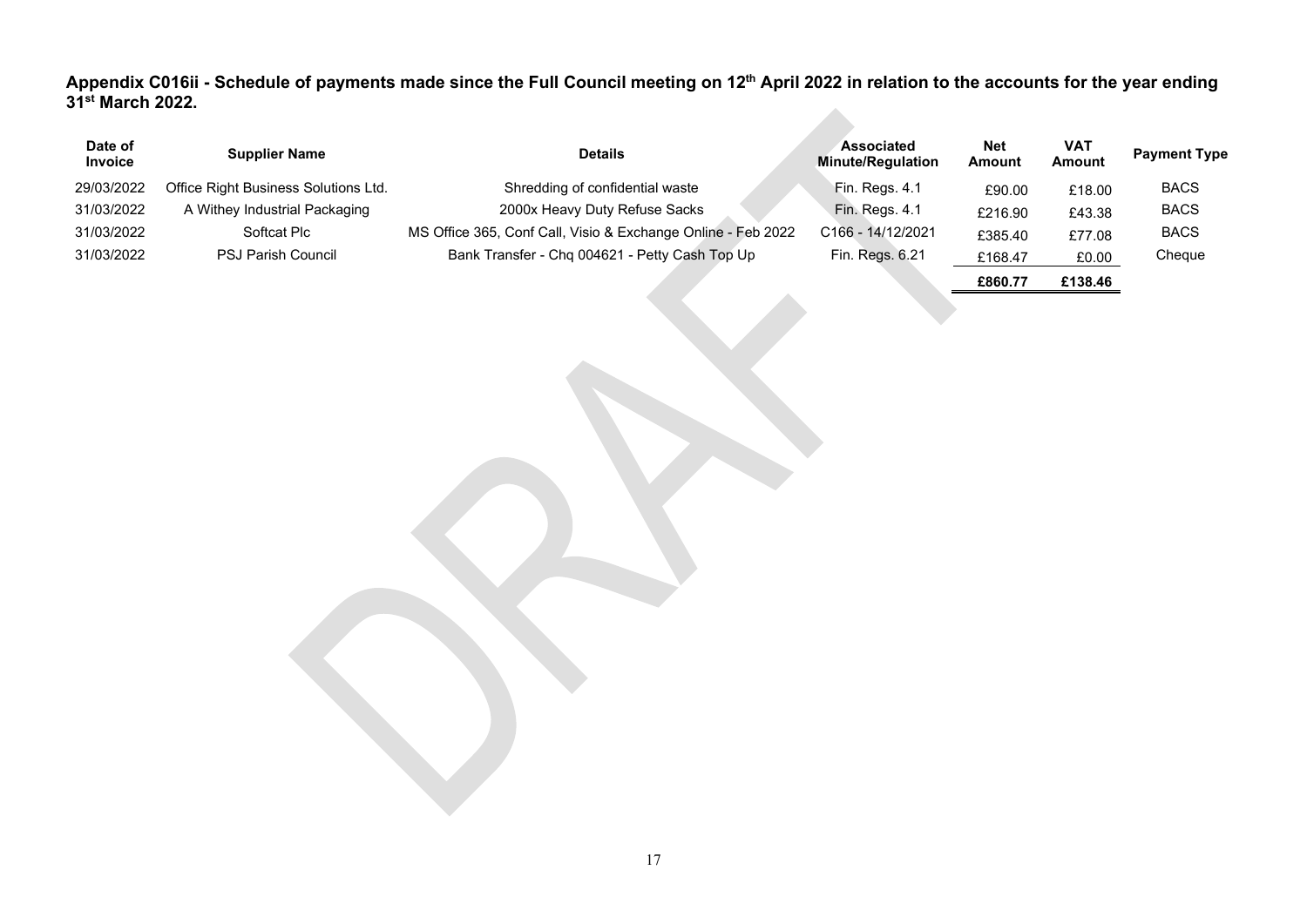**Appendix C016ii - Schedule of payments made since the Full Council meeting on 12th April 2022 in relation to the accounts for the year ending 31st March 2022.**

| Date of Invoice | Supplier Name | Details | Associated Minute/Regulation | Net Amount | VAT Amount | Payment Type |
|---|---|---|---|---|---|---|
| 29/03/2022 | Office Right Business Solutions Ltd. | Shredding of confidential waste | Fin. Regs. 4.1 | £90.00 | £18.00 | BACS |
| 31/03/2022 | A Withey Industrial Packaging | 2000x Heavy Duty Refuse Sacks | Fin. Regs. 4.1 | £216.90 | £43.38 | BACS |
| 31/03/2022 | Softcat Plc | MS Office 365, Conf Call, Visio & Exchange Online - Feb 2022 | C166 - 14/12/2021 | £385.40 | £77.08 | BACS |
| 31/03/2022 | PSJ Parish Council | Bank Transfer - Chq 004621 - Petty Cash Top Up | Fin. Regs. 6.21 | £168.47 | £0.00 | Cheque |
| | | | | **£860.77** | **£138.46** | |

DRAFT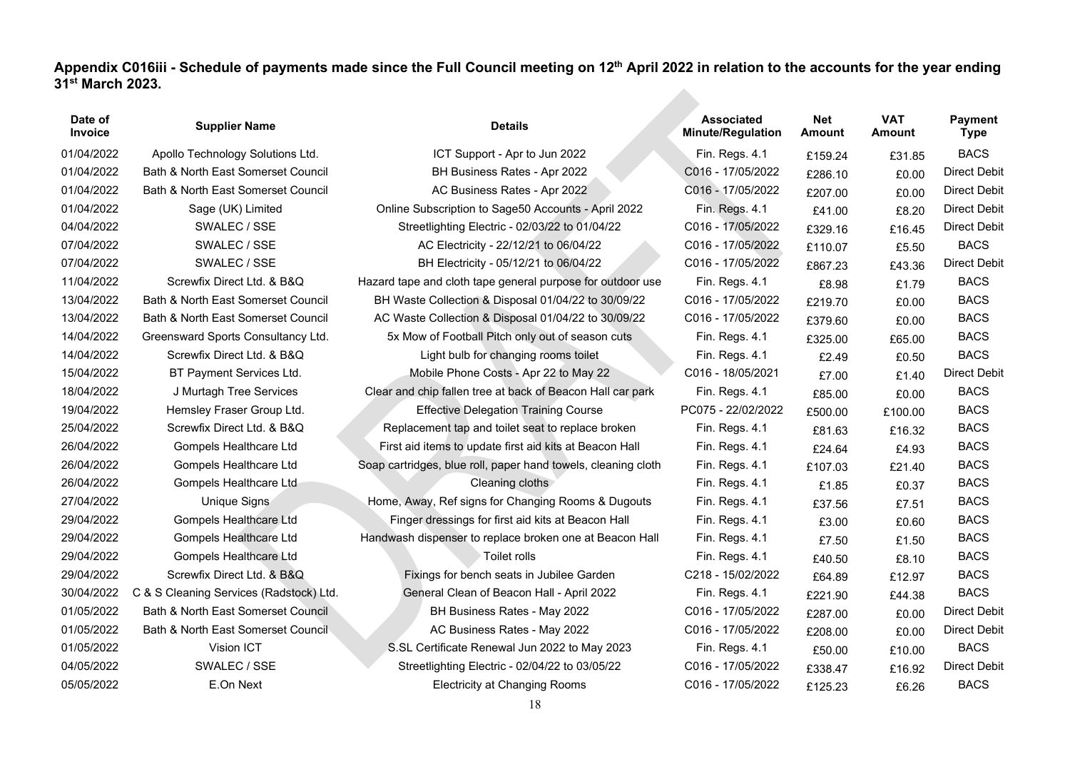**Appendix C016iii - Schedule of payments made since the Full Council meeting on 12th April 2022 in relation to the accounts for the year ending 31st March 2023.**

| Date of Invoice | Supplier Name | Details | Associated Minute/Regulation | Net Amount | VAT Amount | Payment Type |
|---|---|---|---|---|---|---|
| 01/04/2022 | Apollo Technology Solutions Ltd. | ICT Support - Apr to Jun 2022 | Fin. Regs. 4.1 | £159.24 | £31.85 | BACS |
| 01/04/2022 | Bath & North East Somerset Council | BH Business Rates - Apr 2022 | C016 - 17/05/2022 | £286.10 | £0.00 | Direct Debit |
| 01/04/2022 | Bath & North East Somerset Council | AC Business Rates - Apr 2022 | C016 - 17/05/2022 | £207.00 | £0.00 | Direct Debit |
| 01/04/2022 | Sage (UK) Limited | Online Subscription to Sage50 Accounts - April 2022 | Fin. Regs. 4.1 | £41.00 | £8.20 | Direct Debit |
| 04/04/2022 | SWALEC / SSE | Streetlighting Electric - 02/03/22 to 01/04/22 | C016 - 17/05/2022 | £329.16 | £16.45 | Direct Debit |
| 07/04/2022 | SWALEC / SSE | AC Electricity - 22/12/21 to 06/04/22 | C016 - 17/05/2022 | £110.07 | £5.50 | BACS |
| 07/04/2022 | SWALEC / SSE | BH Electricity - 05/12/21 to 06/04/22 | C016 - 17/05/2022 | £867.23 | £43.36 | Direct Debit |
| 11/04/2022 | Screwfix Direct Ltd. & B&Q | Hazard tape and cloth tape general purpose for outdoor use | Fin. Regs. 4.1 | £8.98 | £1.79 | BACS |
| 13/04/2022 | Bath & North East Somerset Council | BH Waste Collection & Disposal 01/04/22 to 30/09/22 | C016 - 17/05/2022 | £219.70 | £0.00 | BACS |
| 13/04/2022 | Bath & North East Somerset Council | AC Waste Collection & Disposal 01/04/22 to 30/09/22 | C016 - 17/05/2022 | £379.60 | £0.00 | BACS |
| 14/04/2022 | Greensward Sports Consultancy Ltd. | 5x Mow of Football Pitch only out of season cuts | Fin. Regs. 4.1 | £325.00 | £65.00 | BACS |
| 14/04/2022 | Screwfix Direct Ltd. & B&Q | Light bulb for changing rooms toilet | Fin. Regs. 4.1 | £2.49 | £0.50 | BACS |
| 15/04/2022 | BT Payment Services Ltd. | Mobile Phone Costs - Apr 22 to May 22 | C016 - 18/05/2021 | £7.00 | £1.40 | Direct Debit |
| 18/04/2022 | J Murtagh Tree Services | Clear and chip fallen tree at back of Beacon Hall car park | Fin. Regs. 4.1 | £85.00 | £0.00 | BACS |
| 19/04/2022 | Hemsley Fraser Group Ltd. | Effective Delegation Training Course | PC075 - 22/02/2022 | £500.00 | £100.00 | BACS |
| 25/04/2022 | Screwfix Direct Ltd. & B&Q | Replacement tap and toilet seat to replace broken | Fin. Regs. 4.1 | £81.63 | £16.32 | BACS |
| 26/04/2022 | Gompels Healthcare Ltd | First aid items to update first aid kits at Beacon Hall | Fin. Regs. 4.1 | £24.64 | £4.93 | BACS |
| 26/04/2022 | Gompels Healthcare Ltd | Soap cartridges, blue roll, paper hand towels, cleaning cloth | Fin. Regs. 4.1 | £107.03 | £21.40 | BACS |
| 26/04/2022 | Gompels Healthcare Ltd | Cleaning cloths | Fin. Regs. 4.1 | £1.85 | £0.37 | BACS |
| 27/04/2022 | Unique Signs | Home, Away, Ref signs for Changing Rooms & Dugouts | Fin. Regs. 4.1 | £37.56 | £7.51 | BACS |
| 29/04/2022 | Gompels Healthcare Ltd | Finger dressings for first aid kits at Beacon Hall | Fin. Regs. 4.1 | £3.00 | £0.60 | BACS |
| 29/04/2022 | Gompels Healthcare Ltd | Handwash dispenser to replace broken one at Beacon Hall | Fin. Regs. 4.1 | £7.50 | £1.50 | BACS |
| 29/04/2022 | Gompels Healthcare Ltd | Toilet rolls | Fin. Regs. 4.1 | £40.50 | £8.10 | BACS |
| 29/04/2022 | Screwfix Direct Ltd. & B&Q | Fixings for bench seats in Jubilee Garden | C218 - 15/02/2022 | £64.89 | £12.97 | BACS |
| 30/04/2022 | C & S Cleaning Services (Radstock) Ltd. | General Clean of Beacon Hall - April 2022 | Fin. Regs. 4.1 | £221.90 | £44.38 | BACS |
| 01/05/2022 | Bath & North East Somerset Council | BH Business Rates - May 2022 | C016 - 17/05/2022 | £287.00 | £0.00 | Direct Debit |
| 01/05/2022 | Bath & North East Somerset Council | AC Business Rates - May 2022 | C016 - 17/05/2022 | £208.00 | £0.00 | Direct Debit |
| 01/05/2022 | Vision ICT | S.SL Certificate Renewal Jun 2022 to May 2023 | Fin. Regs. 4.1 | £50.00 | £10.00 | BACS |
| 04/05/2022 | SWALEC / SSE | Streetlighting Electric - 02/04/22 to 03/05/22 | C016 - 17/05/2022 | £338.47 | £16.92 | Direct Debit |
| 05/05/2022 | E.On Next | Electricity at Changing Rooms | C016 - 17/05/2022 | £125.23 | £6.26 | BACS |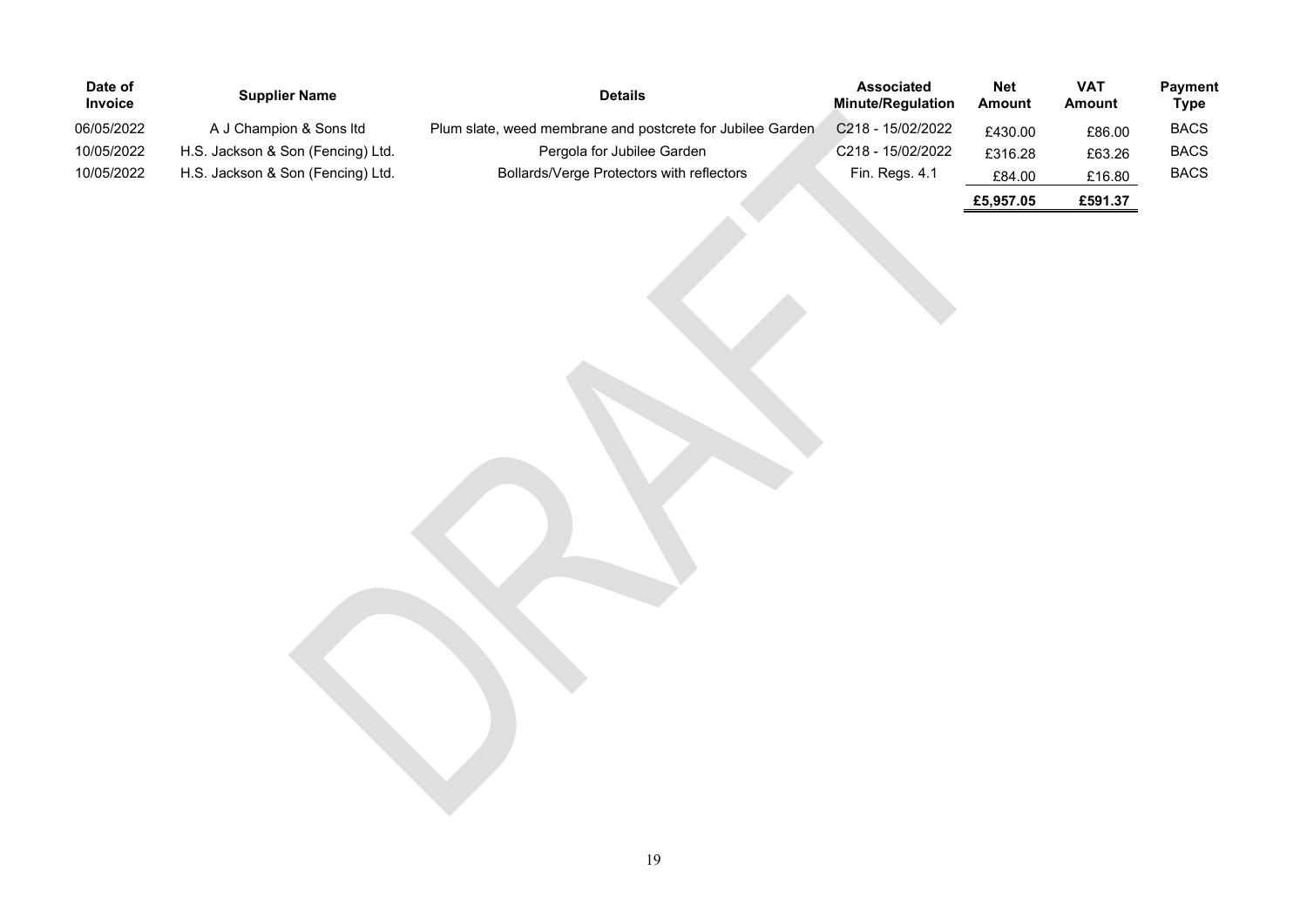| Date of Invoice | Supplier Name | Details | Associated Minute/Regulation | Net Amount | VAT Amount | Payment Type |
|---|---|---|---|---|---|---|
| 06/05/2022 | A J Champion & Sons ltd | Plum slate, weed membrane and postcrete for Jubilee Garden | C218 - 15/02/2022 | £430.00 | £86.00 | BACS |
| 10/05/2022 | H.S. Jackson & Son (Fencing) Ltd. | Pergola for Jubilee Garden | C218 - 15/02/2022 | £316.28 | £63.26 | BACS |
| 10/05/2022 | H.S. Jackson & Son (Fencing) Ltd. | Bollards/Verge Protectors with reflectors | Fin. Regs. 4.1 | £84.00 | £16.80 | BACS |
| | | | | **£5,957.05** | **£591.37** | |

DRAFT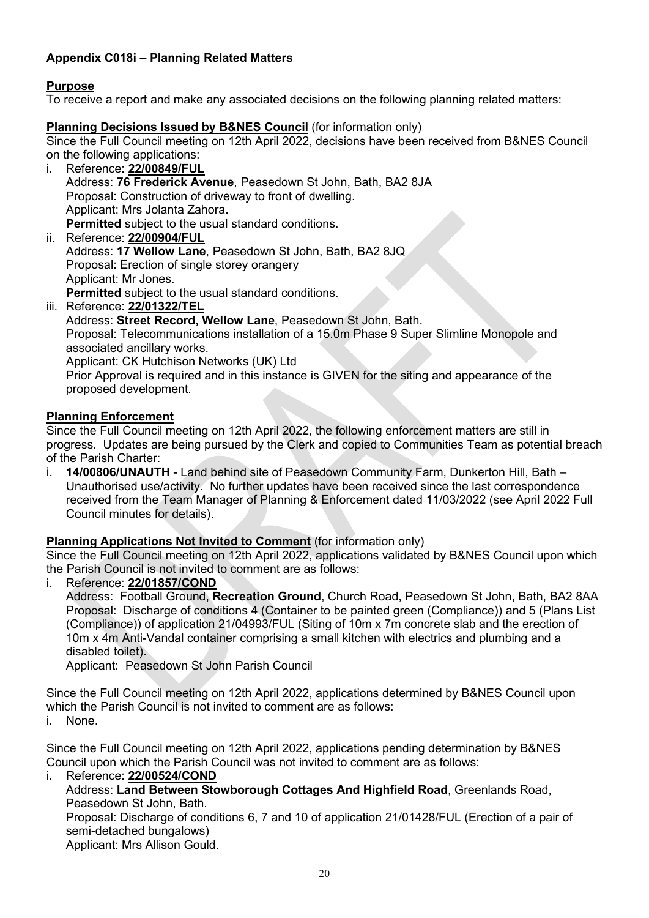**Appendix C018i – Planning Related Matters**

**Purpose**

To receive a report and make any associated decisions on the following planning related matters:

**Planning Decisions Issued by B&NES Council** (for information only)

Since the Full Council meeting on 12th April 2022, decisions have been received from B&NES Council on the following applications:

i. Reference: **22/00849/FUL**
   Address: **76 Frederick Avenue**, Peasedown St John, Bath, BA2 8JA
   Proposal: Construction of driveway to front of dwelling.
   Applicant: Mrs Jolanta Zahora.
   **Permitted** subject to the usual standard conditions.

ii. Reference: **22/00904/FUL**
   Address: **17 Wellow Lane**, Peasedown St John, Bath, BA2 8JQ
   Proposal: Erection of single storey orangery
   Applicant: Mr Jones.
   **Permitted** subject to the usual standard conditions.

iii. Reference: **22/01322/TEL**
   Address: **Street Record, Wellow Lane**, Peasedown St John, Bath.
   Proposal: Telecommunications installation of a 15.0m Phase 9 Super Slimline Monopole and associated ancillary works.
   Applicant: CK Hutchison Networks (UK) Ltd
   Prior Approval is required and in this instance is GIVEN for the siting and appearance of the proposed development.

**Planning Enforcement**

Since the Full Council meeting on 12th April 2022, the following enforcement matters are still in progress. Updates are being pursued by the Clerk and copied to Communities Team as potential breach of the Parish Charter:

i. **14/00806/UNAUTH** - Land behind site of Peasedown Community Farm, Dunkerton Hill, Bath – Unauthorised use/activity. No further updates have been received since the last correspondence received from the Team Manager of Planning & Enforcement dated 11/03/2022 (see April 2022 Full Council minutes for details).

**Planning Applications Not Invited to Comment** (for information only)

Since the Full Council meeting on 12th April 2022, applications validated by B&NES Council upon which the Parish Council is not invited to comment are as follows:

i. Reference: **22/01857/COND**
   Address: Football Ground, **Recreation Ground**, Church Road, Peasedown St John, Bath, BA2 8AA
   Proposal: Discharge of conditions 4 (Container to be painted green (Compliance)) and 5 (Plans List (Compliance)) of application 21/04993/FUL (Siting of 10m x 7m concrete slab and the erection of 10m x 4m Anti-Vandal container comprising a small kitchen with electrics and plumbing and a disabled toilet).
   Applicant: Peasedown St John Parish Council

Since the Full Council meeting on 12th April 2022, applications determined by B&NES Council upon which the Parish Council is not invited to comment are as follows:

i. None.

Since the Full Council meeting on 12th April 2022, applications pending determination by B&NES Council upon which the Parish Council was not invited to comment are as follows:

i. Reference: **22/00524/COND**
   Address: **Land Between Stowborough Cottages And Highfield Road**, Greenlands Road, Peasedown St John, Bath.
   Proposal: Discharge of conditions 6, 7 and 10 of application 21/01428/FUL (Erection of a pair of semi-detached bungalows)
   Applicant: Mrs Allison Gould.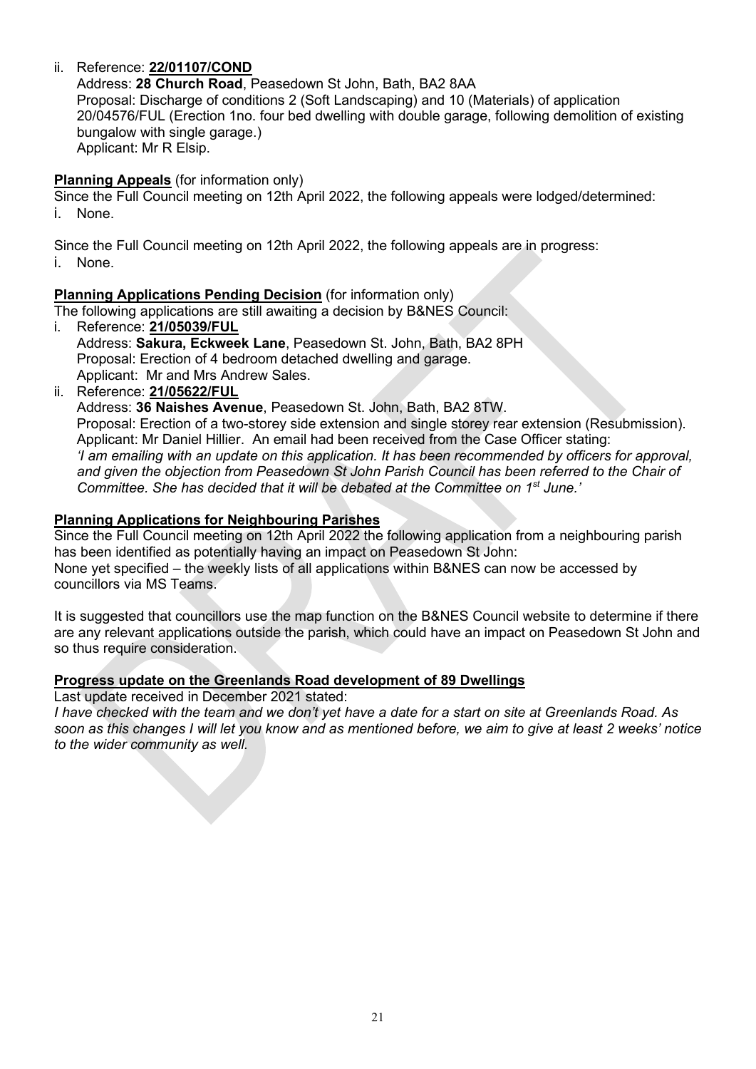ii. Reference: **22/01107/COND**
    Address: **28 Church Road**, Peasedown St John, Bath, BA2 8AA
    Proposal: Discharge of conditions 2 (Soft Landscaping) and 10 (Materials) of application 20/04576/FUL (Erection 1no. four bed dwelling with double garage, following demolition of existing bungalow with single garage.)
    Applicant: Mr R Elsip.

**Planning Appeals** (for information only)

Since the Full Council meeting on 12th April 2022, the following appeals were lodged/determined:

i. None.

Since the Full Council meeting on 12th April 2022, the following appeals are in progress:

i. None.

**Planning Applications Pending Decision** (for information only)

The following applications are still awaiting a decision by B&NES Council:

i. Reference: **21/05039/FUL**
   Address: **Sakura, Eckweek Lane**, Peasedown St. John, Bath, BA2 8PH
   Proposal: Erection of 4 bedroom detached dwelling and garage.
   Applicant: Mr and Mrs Andrew Sales.

ii. Reference: **21/05622/FUL**
    Address: **36 Naishes Avenue**, Peasedown St. John, Bath, BA2 8TW.
    Proposal: Erection of a two-storey side extension and single storey rear extension (Resubmission).
    Applicant: Mr Daniel Hillier. An email had been received from the Case Officer stating:
    *'I am emailing with an update on this application. It has been recommended by officers for approval, and given the objection from Peasedown St John Parish Council has been referred to the Chair of Committee. She has decided that it will be debated at the Committee on 1st June.'*

**Planning Applications for Neighbouring Parishes**

Since the Full Council meeting on 12th April 2022 the following application from a neighbouring parish has been identified as potentially having an impact on Peasedown St John:
None yet specified – the weekly lists of all applications within B&NES can now be accessed by councillors via MS Teams.

It is suggested that councillors use the map function on the B&NES Council website to determine if there are any relevant applications outside the parish, which could have an impact on Peasedown St John and so thus require consideration.

**Progress update on the Greenlands Road development of 89 Dwellings**

Last update received in December 2021 stated:
*I have checked with the team and we don't yet have a date for a start on site at Greenlands Road. As soon as this changes I will let you know and as mentioned before, we aim to give at least 2 weeks' notice to the wider community as well.*